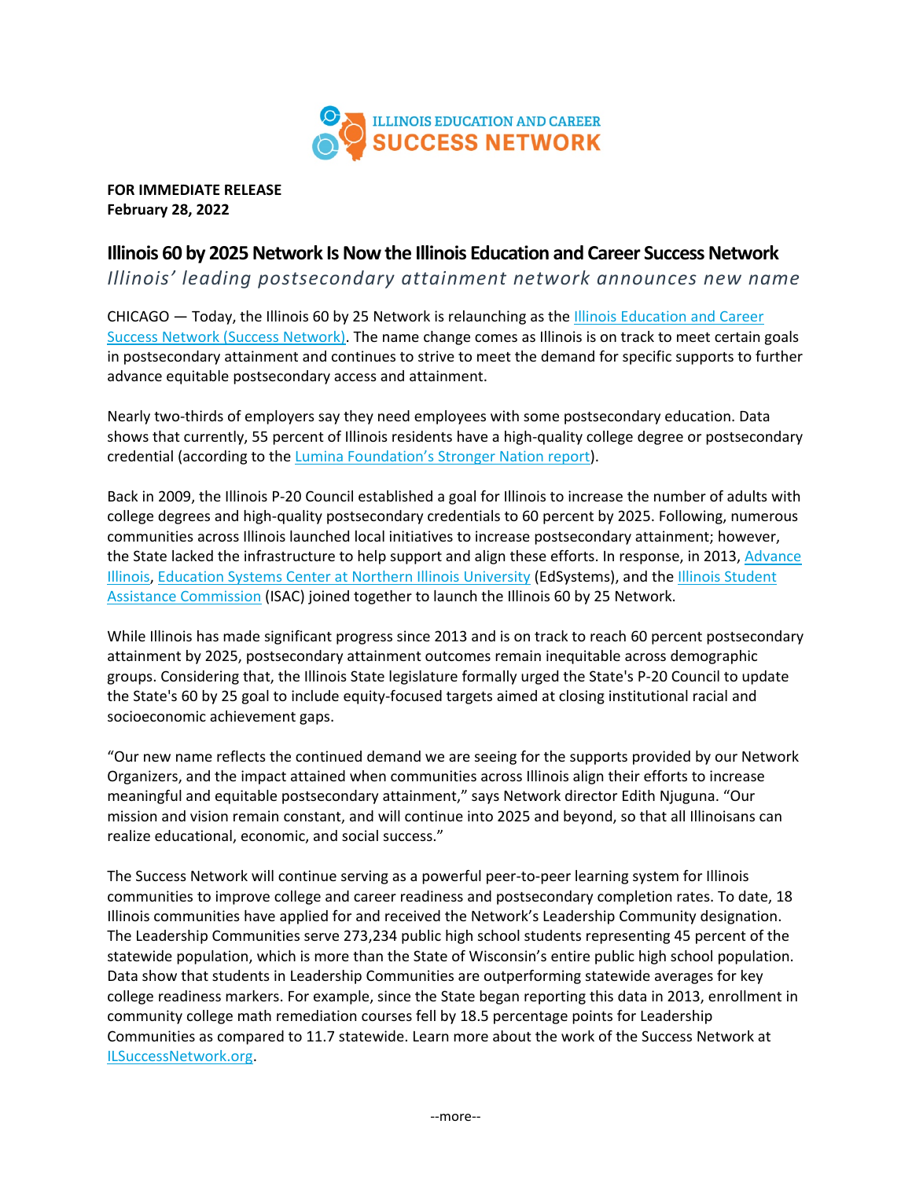ILLINOIS EDUCATION AND CAREER
SUCCESS NETWORK

**FOR IMMEDIATE RELEASE**
**February 28, 2022**

# Illinois 60 by 2025 Network Is Now the Illinois Education and Career Success Network

*Illinois' leading postsecondary attainment network announces new name*

CHICAGO — Today, the Illinois 60 by 25 Network is relaunching as the Illinois Education and Career Success Network (Success Network). The name change comes as Illinois is on track to meet certain goals in postsecondary attainment and continues to strive to meet the demand for specific supports to further advance equitable postsecondary access and attainment.

Nearly two-thirds of employers say they need employees with some postsecondary education. Data shows that currently, 55 percent of Illinois residents have a high-quality college degree or postsecondary credential (according to the Lumina Foundation's Stronger Nation report).

Back in 2009, the Illinois P-20 Council established a goal for Illinois to increase the number of adults with college degrees and high-quality postsecondary credentials to 60 percent by 2025. Following, numerous communities across Illinois launched local initiatives to increase postsecondary attainment; however, the State lacked the infrastructure to help support and align these efforts. In response, in 2013, Advance Illinois, Education Systems Center at Northern Illinois University (EdSystems), and the Illinois Student Assistance Commission (ISAC) joined together to launch the Illinois 60 by 25 Network.

While Illinois has made significant progress since 2013 and is on track to reach 60 percent postsecondary attainment by 2025, postsecondary attainment outcomes remain inequitable across demographic groups. Considering that, the Illinois State legislature formally urged the State's P-20 Council to update the State's 60 by 25 goal to include equity-focused targets aimed at closing institutional racial and socioeconomic achievement gaps.

"Our new name reflects the continued demand we are seeing for the supports provided by our Network Organizers, and the impact attained when communities across Illinois align their efforts to increase meaningful and equitable postsecondary attainment," says Network director Edith Njuguna. "Our mission and vision remain constant, and will continue into 2025 and beyond, so that all Illinoisans can realize educational, economic, and social success."

The Success Network will continue serving as a powerful peer-to-peer learning system for Illinois communities to improve college and career readiness and postsecondary completion rates. To date, 18 Illinois communities have applied for and received the Network's Leadership Community designation. The Leadership Communities serve 273,234 public high school students representing 45 percent of the statewide population, which is more than the State of Wisconsin's entire public high school population. Data show that students in Leadership Communities are outperforming statewide averages for key college readiness markers. For example, since the State began reporting this data in 2013, enrollment in community college math remediation courses fell by 18.5 percentage points for Leadership Communities as compared to 11.7 statewide. Learn more about the work of the Success Network at ILSuccessNetwork.org.

--more--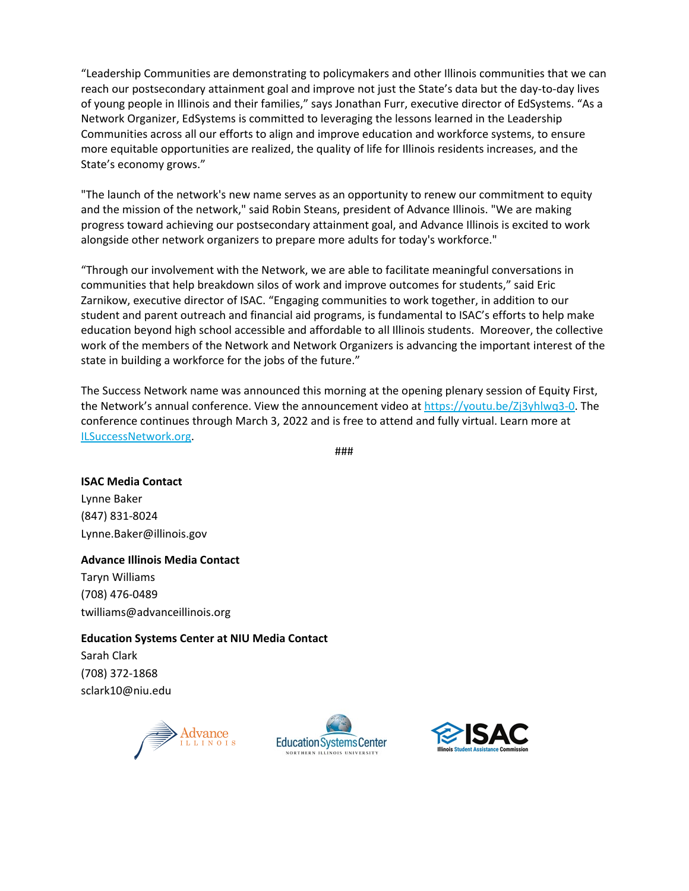“Leadership Communities are demonstrating to policymakers and other Illinois communities that we can reach our postsecondary attainment goal and improve not just the State’s data but the day-to-day lives of young people in Illinois and their families,” says Jonathan Furr, executive director of EdSystems. “As a Network Organizer, EdSystems is committed to leveraging the lessons learned in the Leadership Communities across all our efforts to align and improve education and workforce systems, to ensure more equitable opportunities are realized, the quality of life for Illinois residents increases, and the State’s economy grows.”

"The launch of the network's new name serves as an opportunity to renew our commitment to equity and the mission of the network," said Robin Steans, president of Advance Illinois. "We are making progress toward achieving our postsecondary attainment goal, and Advance Illinois is excited to work alongside other network organizers to prepare more adults for today's workforce."

“Through our involvement with the Network, we are able to facilitate meaningful conversations in communities that help breakdown silos of work and improve outcomes for students,” said Eric Zarnikow, executive director of ISAC. “Engaging communities to work together, in addition to our student and parent outreach and financial aid programs, is fundamental to ISAC’s efforts to help make education beyond high school accessible and affordable to all Illinois students. Moreover, the collective work of the members of the Network and Network Organizers is advancing the important interest of the state in building a workforce for the jobs of the future.”

The Success Network name was announced this morning at the opening plenary session of Equity First, the Network’s annual conference. View the announcement video at [https://youtu.be/Zj3yhlwq3-0](https://youtu.be/Zj3yhlwq3-0). The conference continues through March 3, 2022 and is free to attend and fully virtual. Learn more at [ILSuccessNetwork.org](ILSuccessNetwork.org).

###

**ISAC Media Contact**
Lynne Baker
(847) 831-8024
Lynne.Baker@illinois.gov

**Advance Illinois Media Contact**
Taryn Williams
(708) 476-0489
twilliams@advanceillinois.org

**Education Systems Center at NIU Media Contact**
Sarah Clark
(708) 372-1868
sclark10@niu.edu

Advance ILLINOIS

Education Systems Center NORTHERN ILLINOIS UNIVERSITY

ISAC Illinois Student Assistance Commission